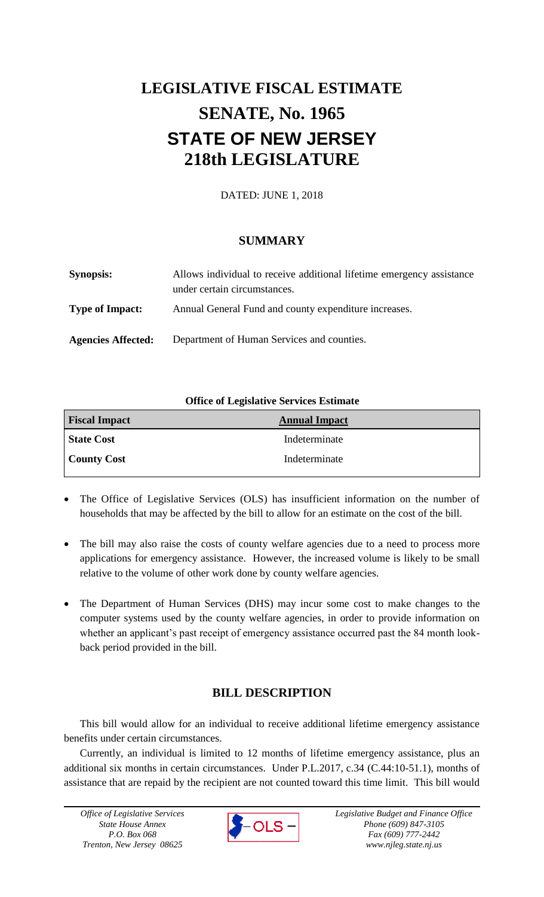# LEGISLATIVE FISCAL ESTIMATE
# SENATE, No. 1965
# STATE OF NEW JERSEY
# 218th LEGISLATURE

DATED: JUNE 1, 2018

## SUMMARY

**Synopsis:** Allows individual to receive additional lifetime emergency assistance under certain circumstances.

**Type of Impact:** Annual General Fund and county expenditure increases.

**Agencies Affected:** Department of Human Services and counties.

**Office of Legislative Services Estimate**

| Fiscal Impact | Annual Impact |
|---|---|
| State Cost | Indeterminate |
| County Cost | Indeterminate |

- The Office of Legislative Services (OLS) has insufficient information on the number of households that may be affected by the bill to allow for an estimate on the cost of the bill.
- The bill may also raise the costs of county welfare agencies due to a need to process more applications for emergency assistance. However, the increased volume is likely to be small relative to the volume of other work done by county welfare agencies.
- The Department of Human Services (DHS) may incur some cost to make changes to the computer systems used by the county welfare agencies, in order to provide information on whether an applicant's past receipt of emergency assistance occurred past the 84 month look-back period provided in the bill.

## BILL DESCRIPTION

This bill would allow for an individual to receive additional lifetime emergency assistance benefits under certain circumstances.

Currently, an individual is limited to 12 months of lifetime emergency assistance, plus an additional six months in certain circumstances. Under P.L.2017, c.34 (C.44:10-51.1), months of assistance that are repaid by the recipient are not counted toward this time limit. This bill would

*Office of Legislative Services*
*State House Annex*
*P.O. Box 068*
*Trenton, New Jersey 08625*

*Legislative Budget and Finance Office*
*Phone (609) 847-3105*
*Fax (609) 777-2442*
*www.njleg.state.nj.us*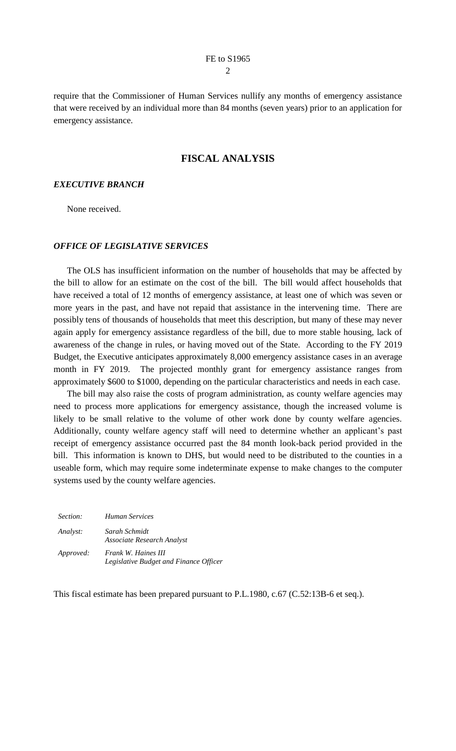require that the Commissioner of Human Services nullify any months of emergency assistance that were received by an individual more than 84 months (seven years) prior to an application for emergency assistance.

## FISCAL ANALYSIS

### *EXECUTIVE BRANCH*

None received.

### *OFFICE OF LEGISLATIVE SERVICES*

The OLS has insufficient information on the number of households that may be affected by the bill to allow for an estimate on the cost of the bill. The bill would affect households that have received a total of 12 months of emergency assistance, at least one of which was seven or more years in the past, and have not repaid that assistance in the intervening time. There are possibly tens of thousands of households that meet this description, but many of these may never again apply for emergency assistance regardless of the bill, due to more stable housing, lack of awareness of the change in rules, or having moved out of the State. According to the FY 2019 Budget, the Executive anticipates approximately 8,000 emergency assistance cases in an average month in FY 2019. The projected monthly grant for emergency assistance ranges from approximately $600 to $1000, depending on the particular characteristics and needs in each case.

The bill may also raise the costs of program administration, as county welfare agencies may need to process more applications for emergency assistance, though the increased volume is likely to be small relative to the volume of other work done by county welfare agencies. Additionally, county welfare agency staff will need to determine whether an applicant's past receipt of emergency assistance occurred past the 84 month look-back period provided in the bill. This information is known to DHS, but would need to be distributed to the counties in a useable form, which may require some indeterminate expense to make changes to the computer systems used by the county welfare agencies.

| | |
|---|---|
| *Section:* | *Human Services* |
| *Analyst:* | *Sarah Schmidt*<br>*Associate Research Analyst* |
| *Approved:* | *Frank W. Haines III*<br>*Legislative Budget and Finance Officer* |

This fiscal estimate has been prepared pursuant to P.L.1980, c.67 (C.52:13B-6 et seq.).